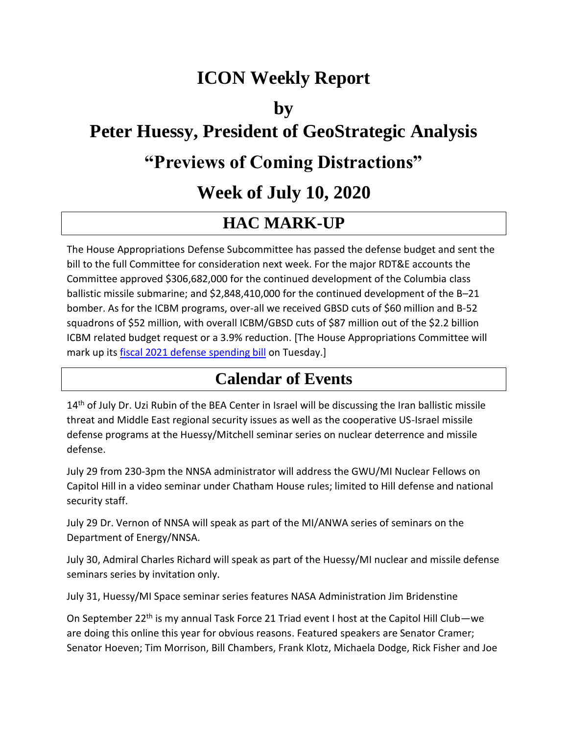# ICON Weekly Report

# by

# Peter Huessy, President of GeoStrategic Analysis

# "Previews of Coming Distractions"

# Week of July 10, 2020

## HAC MARK-UP

The House Appropriations Defense Subcommittee has passed the defense budget and sent the bill to the full Committee for consideration next week. For the major RDT&E accounts the Committee approved $306,682,000 for the continued development of the Columbia class ballistic missile submarine; and $2,848,410,000 for the continued development of the B–21 bomber. As for the ICBM programs, over-all we received GBSD cuts of $60 million and B-52 squadrons of $52 million, with overall ICBM/GBSD cuts of $87 million out of the $2.2 billion ICBM related budget request or a 3.9% reduction. [The House Appropriations Committee will mark up its fiscal 2021 defense spending bill on Tuesday.]

## Calendar of Events

14th of July Dr. Uzi Rubin of the BEA Center in Israel will be discussing the Iran ballistic missile threat and Middle East regional security issues as well as the cooperative US-Israel missile defense programs at the Huessy/Mitchell seminar series on nuclear deterrence and missile defense.

July 29 from 230-3pm the NNSA administrator will address the GWU/MI Nuclear Fellows on Capitol Hill in a video seminar under Chatham House rules; limited to Hill defense and national security staff.

July 29 Dr. Vernon of NNSA will speak as part of the MI/ANWA series of seminars on the Department of Energy/NNSA.

July 30, Admiral Charles Richard will speak as part of the Huessy/MI nuclear and missile defense seminars series by invitation only.

July 31, Huessy/MI Space seminar series features NASA Administration Jim Bridenstine

On September 22nd is my annual Task Force 21 Triad event I host at the Capitol Hill Club—we are doing this online this year for obvious reasons. Featured speakers are Senator Cramer; Senator Hoeven; Tim Morrison, Bill Chambers, Frank Klotz, Michaela Dodge, Rick Fisher and Joe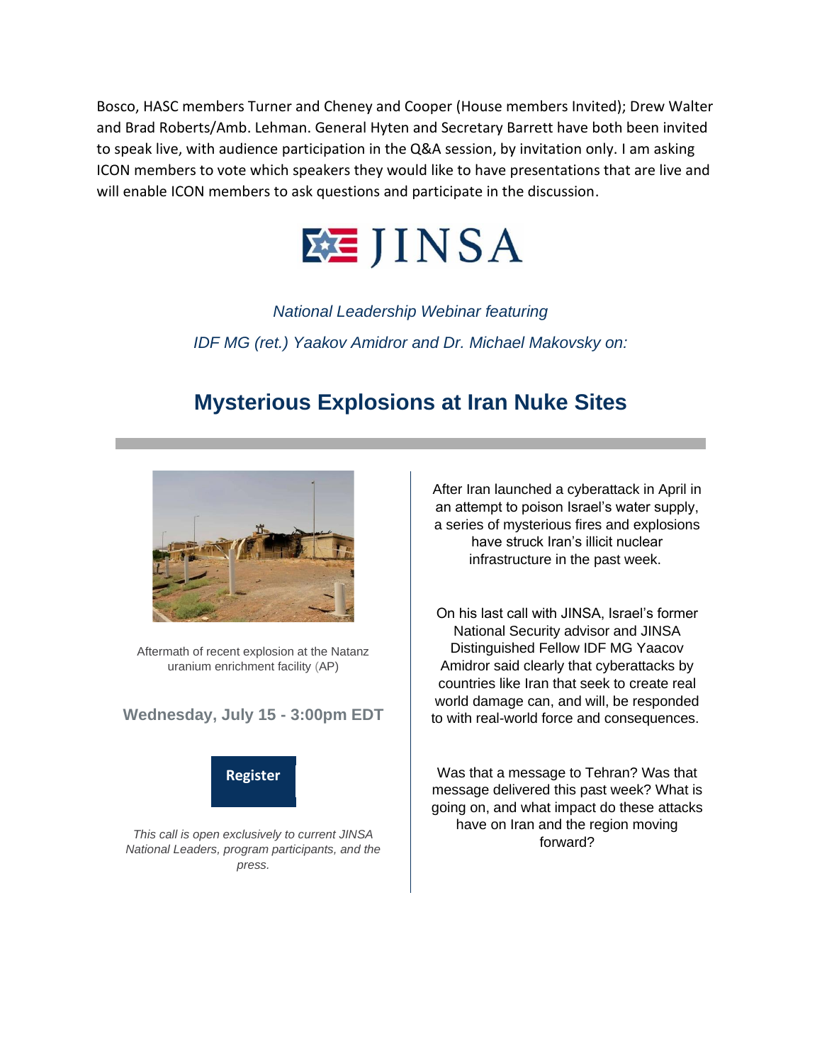Bosco, HASC members Turner and Cheney and Cooper (House members Invited); Drew Walter and Brad Roberts/Amb. Lehman. General Hyten and Secretary Barrett have both been invited to speak live, with audience participation in the Q&A session, by invitation only. I am asking ICON members to vote which speakers they would like to have presentations that are live and will enable ICON members to ask questions and participate in the discussion.

JINSA

*National Leadership Webinar featuring*

*IDF MG (ret.) Yaakov Amidror and Dr. Michael Makovsky on:*

## Mysterious Explosions at Iran Nuke Sites

Aftermath of recent explosion at the Natanz uranium enrichment facility (AP)

**Wednesday, July 15 - 3:00pm EDT**

**Register**

*This call is open exclusively to current JINSA National Leaders, program participants, and the press.*

After Iran launched a cyberattack in April in an attempt to poison Israel's water supply, a series of mysterious fires and explosions have struck Iran's illicit nuclear infrastructure in the past week.

On his last call with JINSA, Israel's former National Security advisor and JINSA Distinguished Fellow IDF MG Yaacov Amidror said clearly that cyberattacks by countries like Iran that seek to create real world damage can, and will, be responded to with real-world force and consequences.

Was that a message to Tehran? Was that message delivered this past week? What is going on, and what impact do these attacks have on Iran and the region moving forward?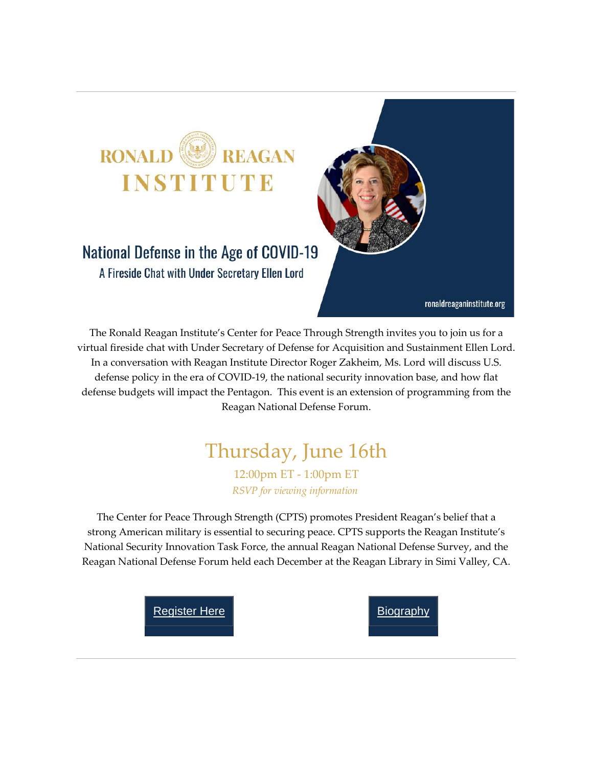RONALD REAGAN INSTITUTE

# National Defense in the Age of COVID-19

## A Fireside Chat with Under Secretary Ellen Lord

ronaldreaganinstitute.org

The Ronald Reagan Institute's Center for Peace Through Strength invites you to join us for a virtual fireside chat with Under Secretary of Defense for Acquisition and Sustainment Ellen Lord. In a conversation with Reagan Institute Director Roger Zakheim, Ms. Lord will discuss U.S. defense policy in the era of COVID-19, the national security innovation base, and how flat defense budgets will impact the Pentagon. This event is an extension of programming from the Reagan National Defense Forum.

## Thursday, June 16th

12:00pm ET - 1:00pm ET

*RSVP for viewing information*

The Center for Peace Through Strength (CPTS) promotes President Reagan's belief that a strong American military is essential to securing peace. CPTS supports the Reagan Institute's National Security Innovation Task Force, the annual Reagan National Defense Survey, and the Reagan National Defense Forum held each December at the Reagan Library in Simi Valley, CA.

Register Here

Biography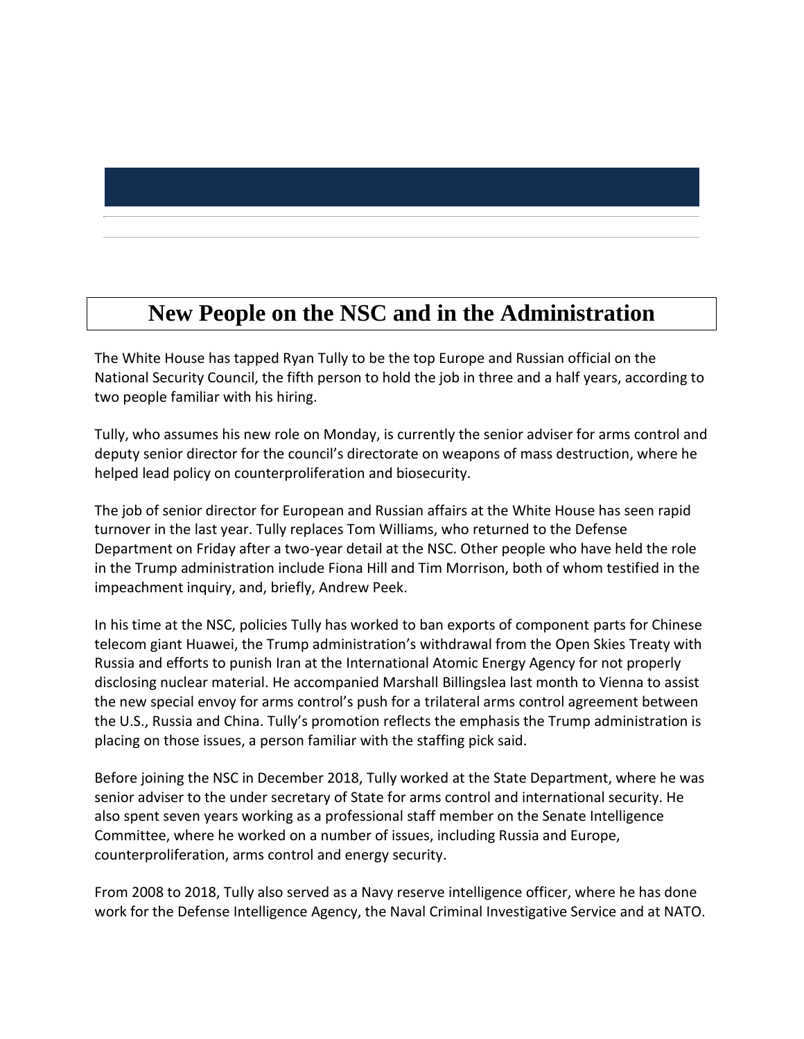# New People on the NSC and in the Administration

The White House has tapped Ryan Tully to be the top Europe and Russian official on the National Security Council, the fifth person to hold the job in three and a half years, according to two people familiar with his hiring.

Tully, who assumes his new role on Monday, is currently the senior adviser for arms control and deputy senior director for the council's directorate on weapons of mass destruction, where he helped lead policy on counterproliferation and biosecurity.

The job of senior director for European and Russian affairs at the White House has seen rapid turnover in the last year. Tully replaces Tom Williams, who returned to the Defense Department on Friday after a two-year detail at the NSC. Other people who have held the role in the Trump administration include Fiona Hill and Tim Morrison, both of whom testified in the impeachment inquiry, and, briefly, Andrew Peek.

In his time at the NSC, policies Tully has worked to ban exports of component parts for Chinese telecom giant Huawei, the Trump administration's withdrawal from the Open Skies Treaty with Russia and efforts to punish Iran at the International Atomic Energy Agency for not properly disclosing nuclear material. He accompanied Marshall Billingslea last month to Vienna to assist the new special envoy for arms control's push for a trilateral arms control agreement between the U.S., Russia and China. Tully's promotion reflects the emphasis the Trump administration is placing on those issues, a person familiar with the staffing pick said.

Before joining the NSC in December 2018, Tully worked at the State Department, where he was senior adviser to the under secretary of State for arms control and international security. He also spent seven years working as a professional staff member on the Senate Intelligence Committee, where he worked on a number of issues, including Russia and Europe, counterproliferation, arms control and energy security.

From 2008 to 2018, Tully also served as a Navy reserve intelligence officer, where he has done work for the Defense Intelligence Agency, the Naval Criminal Investigative Service and at NATO.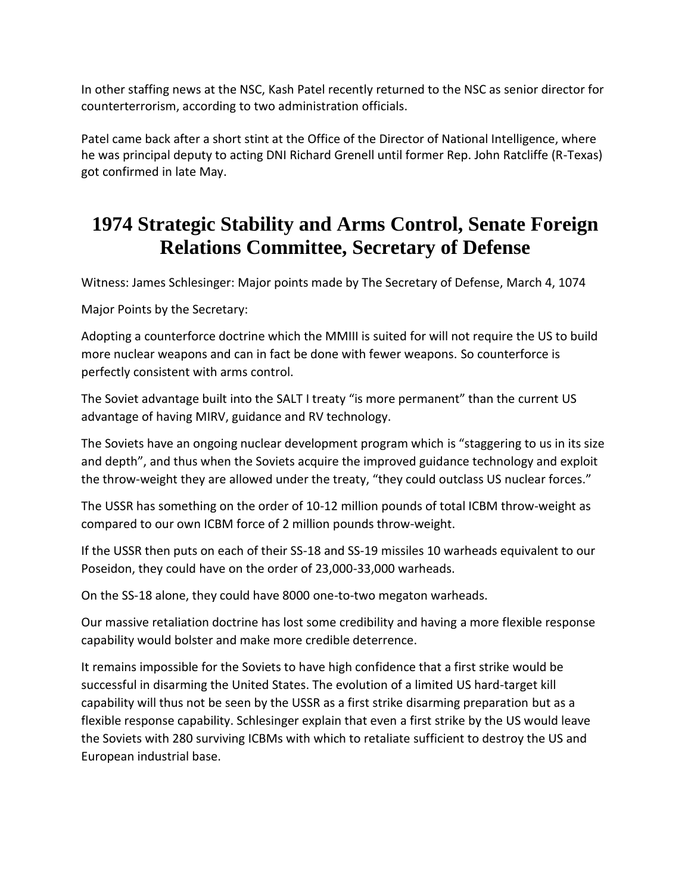In other staffing news at the NSC, Kash Patel recently returned to the NSC as senior director for counterterrorism, according to two administration officials.

Patel came back after a short stint at the Office of the Director of National Intelligence, where he was principal deputy to acting DNI Richard Grenell until former Rep. John Ratcliffe (R-Texas) got confirmed in late May.

# 1974 Strategic Stability and Arms Control, Senate Foreign Relations Committee, Secretary of Defense

Witness: James Schlesinger: Major points made by The Secretary of Defense, March 4, 1074

Major Points by the Secretary:

Adopting a counterforce doctrine which the MMIII is suited for will not require the US to build more nuclear weapons and can in fact be done with fewer weapons. So counterforce is perfectly consistent with arms control.

The Soviet advantage built into the SALT I treaty "is more permanent" than the current US advantage of having MIRV, guidance and RV technology.

The Soviets have an ongoing nuclear development program which is "staggering to us in its size and depth", and thus when the Soviets acquire the improved guidance technology and exploit the throw-weight they are allowed under the treaty, "they could outclass US nuclear forces."

The USSR has something on the order of 10-12 million pounds of total ICBM throw-weight as compared to our own ICBM force of 2 million pounds throw-weight.

If the USSR then puts on each of their SS-18 and SS-19 missiles 10 warheads equivalent to our Poseidon, they could have on the order of 23,000-33,000 warheads.

On the SS-18 alone, they could have 8000 one-to-two megaton warheads.

Our massive retaliation doctrine has lost some credibility and having a more flexible response capability would bolster and make more credible deterrence.

It remains impossible for the Soviets to have high confidence that a first strike would be successful in disarming the United States. The evolution of a limited US hard-target kill capability will thus not be seen by the USSR as a first strike disarming preparation but as a flexible response capability. Schlesinger explain that even a first strike by the US would leave the Soviets with 280 surviving ICBMs with which to retaliate sufficient to destroy the US and European industrial base.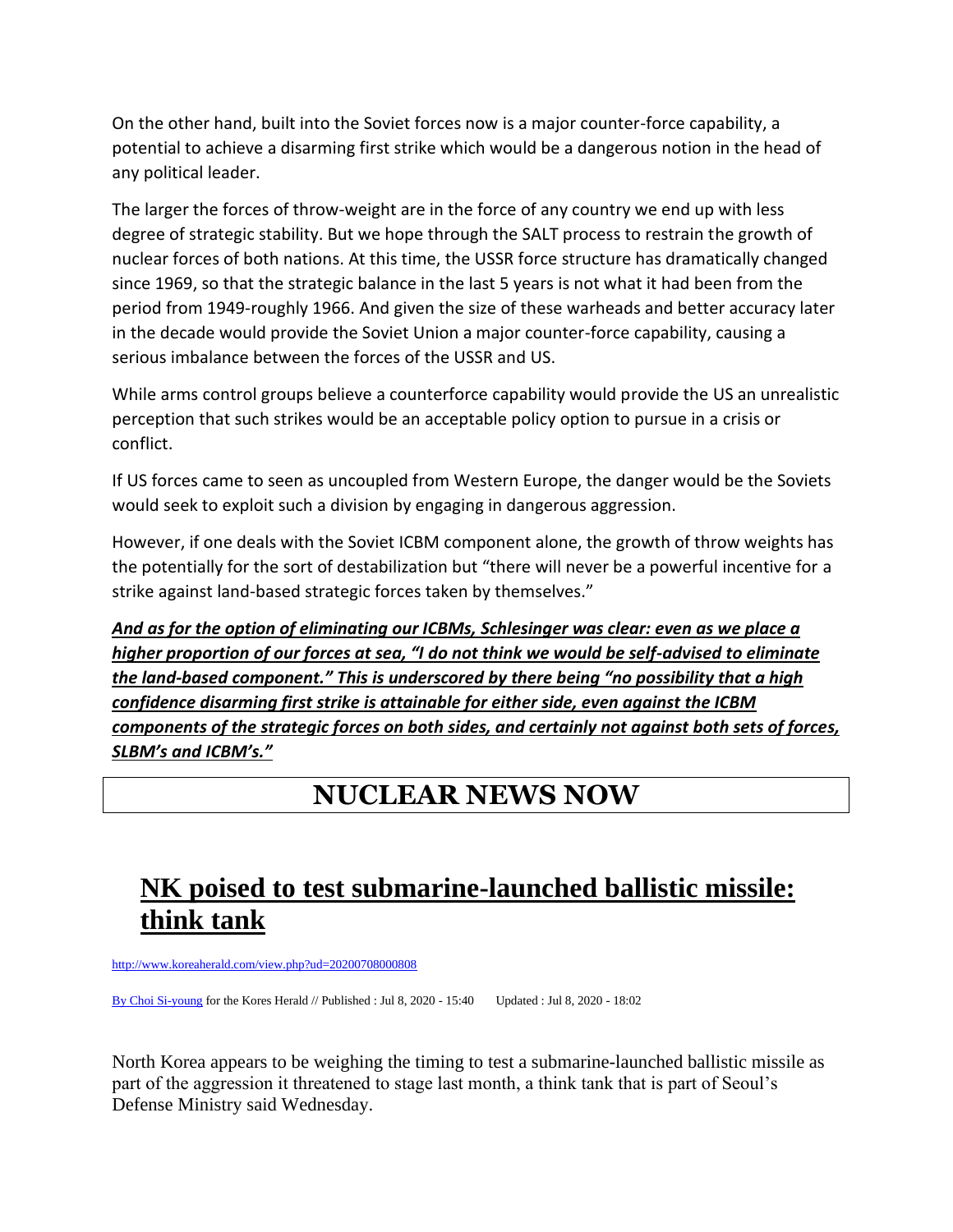On the other hand, built into the Soviet forces now is a major counter-force capability, a potential to achieve a disarming first strike which would be a dangerous notion in the head of any political leader.

The larger the forces of throw-weight are in the force of any country we end up with less degree of strategic stability. But we hope through the SALT process to restrain the growth of nuclear forces of both nations. At this time, the USSR force structure has dramatically changed since 1969, so that the strategic balance in the last 5 years is not what it had been from the period from 1949-roughly 1966. And given the size of these warheads and better accuracy later in the decade would provide the Soviet Union a major counter-force capability, causing a serious imbalance between the forces of the USSR and US.

While arms control groups believe a counterforce capability would provide the US an unrealistic perception that such strikes would be an acceptable policy option to pursue in a crisis or conflict.

If US forces came to seen as uncoupled from Western Europe, the danger would be the Soviets would seek to exploit such a division by engaging in dangerous aggression.

However, if one deals with the Soviet ICBM component alone, the growth of throw weights has the potentially for the sort of destabilization but "there will never be a powerful incentive for a strike against land-based strategic forces taken by themselves."

***And as for the option of eliminating our ICBMs, Schlesinger was clear: even as we place a higher proportion of our forces at sea, "I do not think we would be self-advised to eliminate the land-based component." This is underscored by there being "no possibility that a high confidence disarming first strike is attainable for either side, even against the ICBM components of the strategic forces on both sides, and certainly not against both sets of forces, SLBM's and ICBM's."***

# NUCLEAR NEWS NOW

## NK poised to test submarine-launched ballistic missile: think tank

http://www.koreaherald.com/view.php?ud=20200708000808

By Choi Si-young for the Kores Herald // Published : Jul 8, 2020 - 15:40     Updated : Jul 8, 2020 - 18:02

North Korea appears to be weighing the timing to test a submarine-launched ballistic missile as part of the aggression it threatened to stage last month, a think tank that is part of Seoul's Defense Ministry said Wednesday.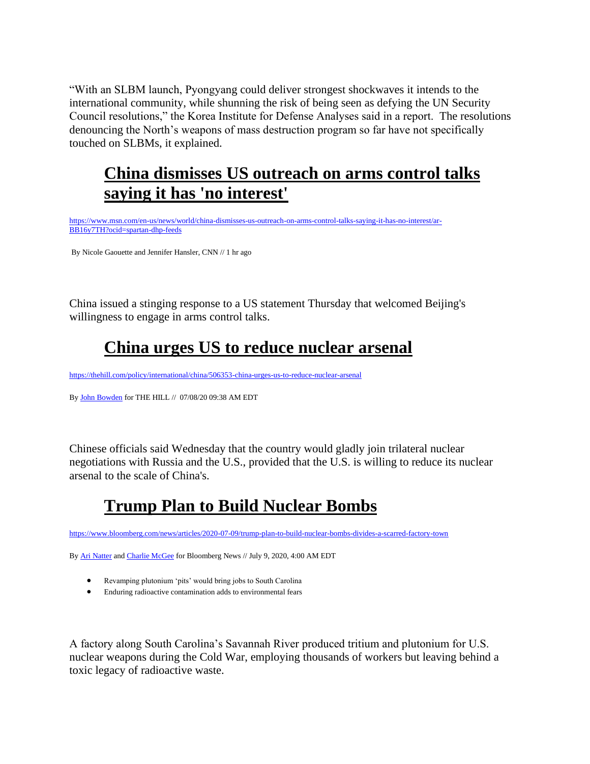“With an SLBM launch, Pyongyang could deliver strongest shockwaves it intends to the international community, while shunning the risk of being seen as defying the UN Security Council resolutions,” the Korea Institute for Defense Analyses said in a report. The resolutions denouncing the North’s weapons of mass destruction program so far have not specifically touched on SLBMs, it explained.

## China dismisses US outreach on arms control talks saying it has 'no interest'

https://www.msn.com/en-us/news/world/china-dismisses-us-outreach-on-arms-control-talks-saying-it-has-no-interest/ar-BB16y7TH?ocid=spartan-dhp-feeds

By Nicole Gaouette and Jennifer Hansler, CNN // 1 hr ago

China issued a stinging response to a US statement Thursday that welcomed Beijing's willingness to engage in arms control talks.

## China urges US to reduce nuclear arsenal

https://thehill.com/policy/international/china/506353-china-urges-us-to-reduce-nuclear-arsenal

By John Bowden for THE HILL // 07/08/20 09:38 AM EDT

Chinese officials said Wednesday that the country would gladly join trilateral nuclear negotiations with Russia and the U.S., provided that the U.S. is willing to reduce its nuclear arsenal to the scale of China's.

## Trump Plan to Build Nuclear Bombs

https://www.bloomberg.com/news/articles/2020-07-09/trump-plan-to-build-nuclear-bombs-divides-a-scarred-factory-town

By Ari Natter and Charlie McGee for Bloomberg News // July 9, 2020, 4:00 AM EDT

- Revamping plutonium ‘pits’ would bring jobs to South Carolina
- Enduring radioactive contamination adds to environmental fears

A factory along South Carolina’s Savannah River produced tritium and plutonium for U.S. nuclear weapons during the Cold War, employing thousands of workers but leaving behind a toxic legacy of radioactive waste.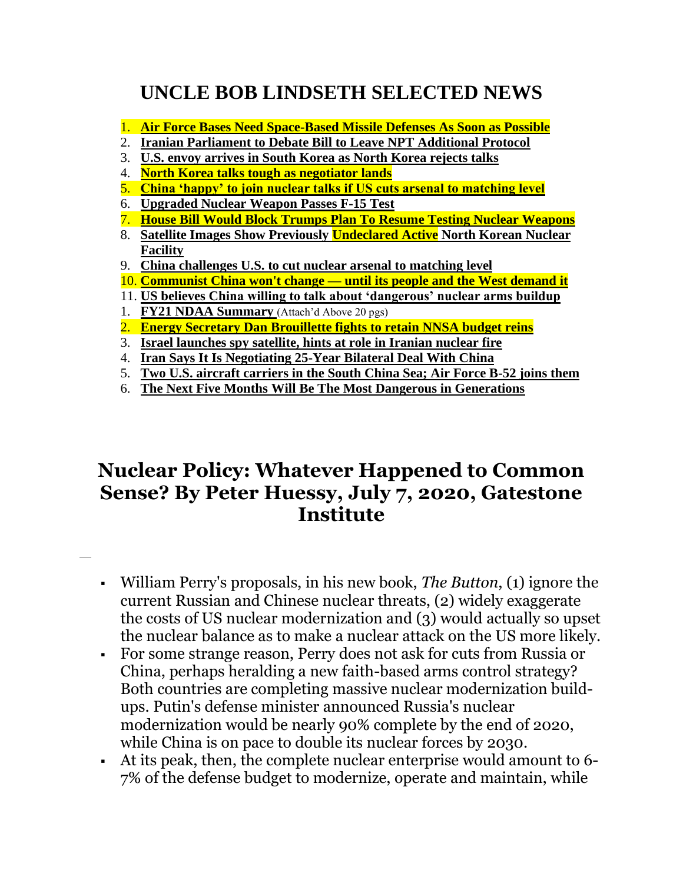# UNCLE BOB LINDSETH SELECTED NEWS

1. **Air Force Bases Need Space-Based Missile Defenses As Soon as Possible**
2. **Iranian Parliament to Debate Bill to Leave NPT Additional Protocol**
3. **U.S. envoy arrives in South Korea as North Korea rejects talks**
4. **North Korea talks tough as negotiator lands**
5. **China 'happy' to join nuclear talks if US cuts arsenal to matching level**
6. **Upgraded Nuclear Weapon Passes F-15 Test**
7. **House Bill Would Block Trumps Plan To Resume Testing Nuclear Weapons**
8. **Satellite Images Show Previously Undeclared Active North Korean Nuclear Facility**
9. **China challenges U.S. to cut nuclear arsenal to matching level**
10. **Communist China won't change — until its people and the West demand it**
11. **US believes China willing to talk about 'dangerous' nuclear arms buildup**

1. **FY21 NDAA Summary** (Attach'd Above 20 pgs)
2. **Energy Secretary Dan Brouillette fights to retain NNSA budget reins**
3. **Israel launches spy satellite, hints at role in Iranian nuclear fire**
4. **Iran Says It Is Negotiating 25-Year Bilateral Deal With China**
5. **Two U.S. aircraft carriers in the South China Sea; Air Force B-52 joins them**
6. **The Next Five Months Will Be The Most Dangerous in Generations**

## Nuclear Policy: Whatever Happened to Common Sense? By Peter Huessy, July 7, 2020, Gatestone Institute

- William Perry's proposals, in his new book, *The Button*, (1) ignore the current Russian and Chinese nuclear threats, (2) widely exaggerate the costs of US nuclear modernization and (3) would actually so upset the nuclear balance as to make a nuclear attack on the US more likely.
- For some strange reason, Perry does not ask for cuts from Russia or China, perhaps heralding a new faith-based arms control strategy? Both countries are completing massive nuclear modernization build-ups. Putin's defense minister announced Russia's nuclear modernization would be nearly 90% complete by the end of 2020, while China is on pace to double its nuclear forces by 2030.
- At its peak, then, the complete nuclear enterprise would amount to 6-7% of the defense budget to modernize, operate and maintain, while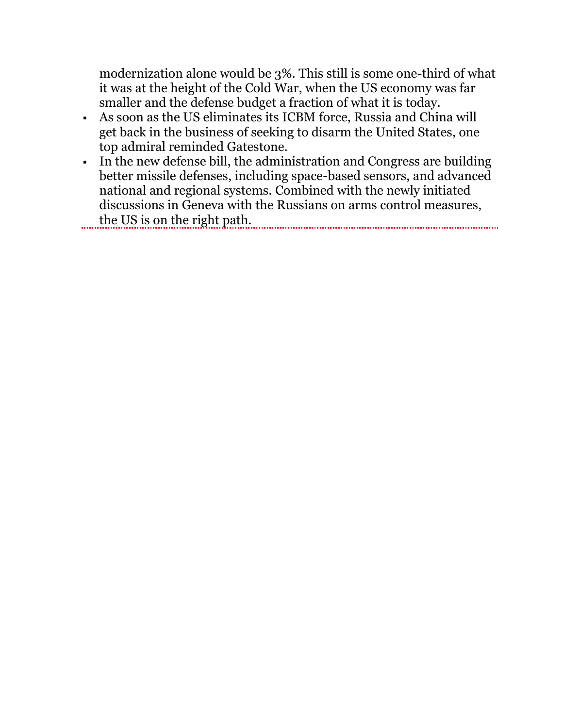modernization alone would be 3%. This still is some one-third of what it was at the height of the Cold War, when the US economy was far smaller and the defense budget a fraction of what it is today.

- As soon as the US eliminates its ICBM force, Russia and China will get back in the business of seeking to disarm the United States, one top admiral reminded Gatestone.
- In the new defense bill, the administration and Congress are building better missile defenses, including space-based sensors, and advanced national and regional systems. Combined with the newly initiated discussions in Geneva with the Russians on arms control measures, the US is on the right path.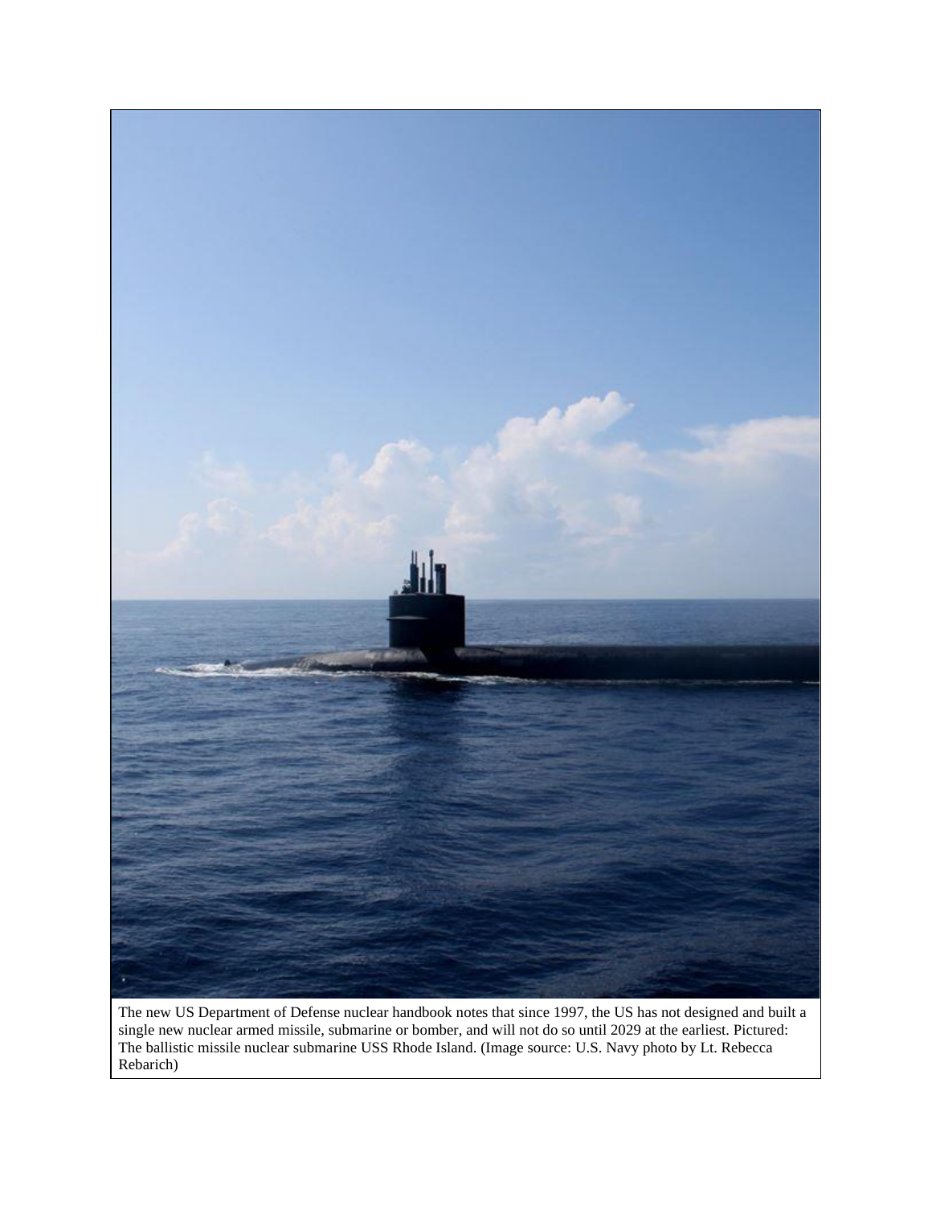The new US Department of Defense nuclear handbook notes that since 1997, the US has not designed and built a single new nuclear armed missile, submarine or bomber, and will not do so until 2029 at the earliest. Pictured: The ballistic missile nuclear submarine USS Rhode Island. (Image source: U.S. Navy photo by Lt. Rebecca Rebarich)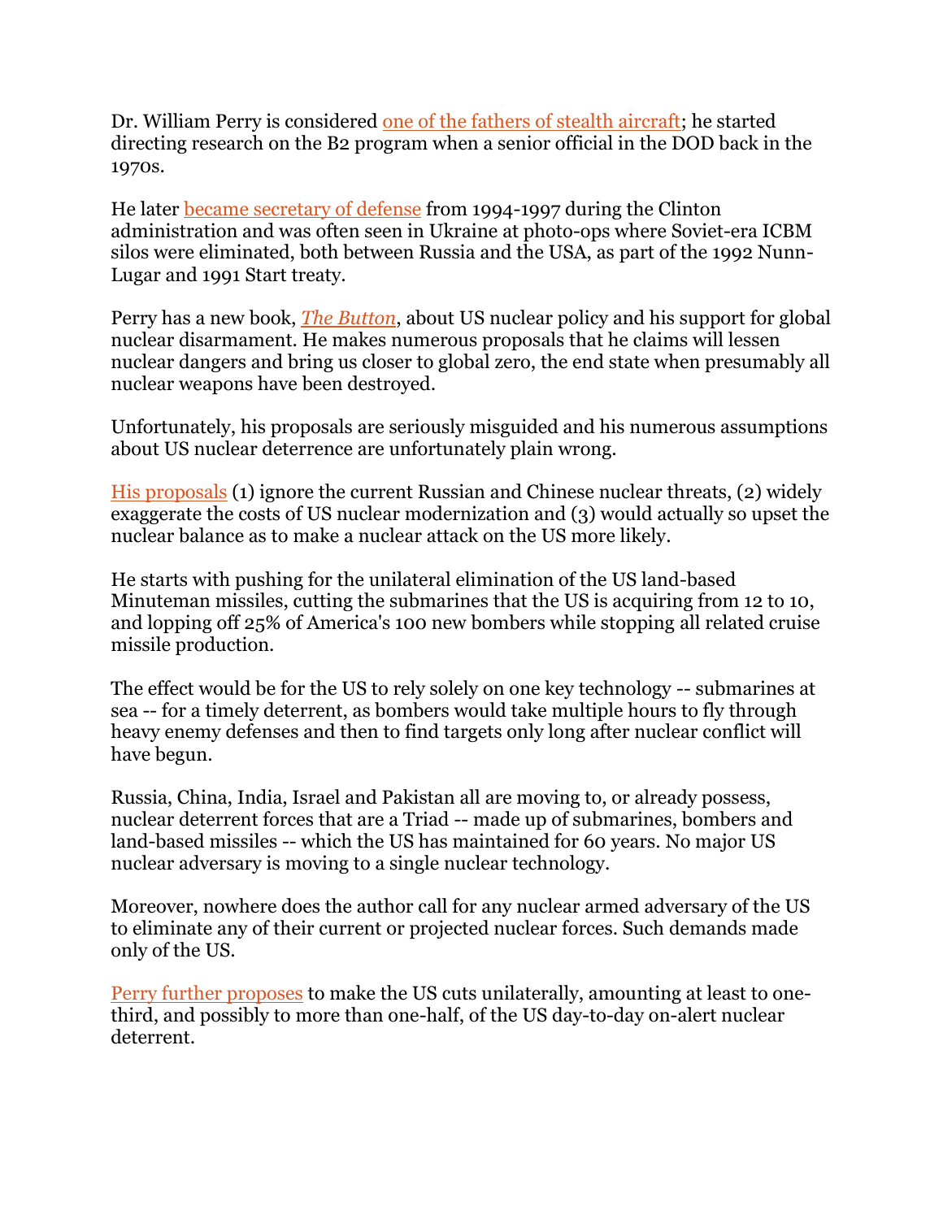Dr. William Perry is considered one of the fathers of stealth aircraft; he started directing research on the B2 program when a senior official in the DOD back in the 1970s.

He later became secretary of defense from 1994-1997 during the Clinton administration and was often seen in Ukraine at photo-ops where Soviet-era ICBM silos were eliminated, both between Russia and the USA, as part of the 1992 Nunn-Lugar and 1991 Start treaty.

Perry has a new book, *The Button*, about US nuclear policy and his support for global nuclear disarmament. He makes numerous proposals that he claims will lessen nuclear dangers and bring us closer to global zero, the end state when presumably all nuclear weapons have been destroyed.

Unfortunately, his proposals are seriously misguided and his numerous assumptions about US nuclear deterrence are unfortunately plain wrong.

His proposals (1) ignore the current Russian and Chinese nuclear threats, (2) widely exaggerate the costs of US nuclear modernization and (3) would actually so upset the nuclear balance as to make a nuclear attack on the US more likely.

He starts with pushing for the unilateral elimination of the US land-based Minuteman missiles, cutting the submarines that the US is acquiring from 12 to 10, and lopping off 25% of America's 100 new bombers while stopping all related cruise missile production.

The effect would be for the US to rely solely on one key technology -- submarines at sea -- for a timely deterrent, as bombers would take multiple hours to fly through heavy enemy defenses and then to find targets only long after nuclear conflict will have begun.

Russia, China, India, Israel and Pakistan all are moving to, or already possess, nuclear deterrent forces that are a Triad -- made up of submarines, bombers and land-based missiles -- which the US has maintained for 60 years. No major US nuclear adversary is moving to a single nuclear technology.

Moreover, nowhere does the author call for any nuclear armed adversary of the US to eliminate any of their current or projected nuclear forces. Such demands made only of the US.

Perry further proposes to make the US cuts unilaterally, amounting at least to one-third, and possibly to more than one-half, of the US day-to-day on-alert nuclear deterrent.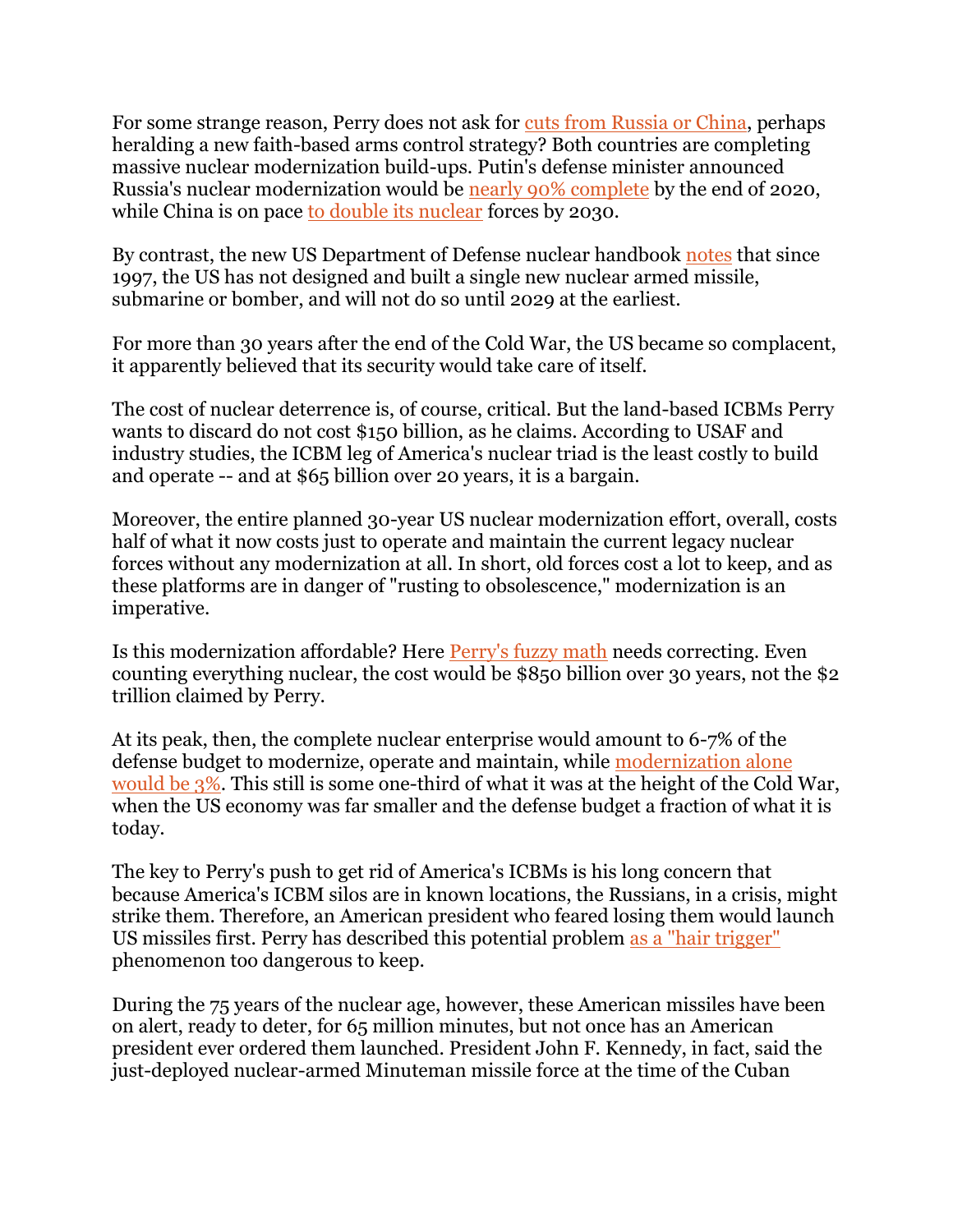For some strange reason, Perry does not ask for cuts from Russia or China, perhaps heralding a new faith-based arms control strategy? Both countries are completing massive nuclear modernization build-ups. Putin's defense minister announced Russia's nuclear modernization would be nearly 90% complete by the end of 2020, while China is on pace to double its nuclear forces by 2030.

By contrast, the new US Department of Defense nuclear handbook notes that since 1997, the US has not designed and built a single new nuclear armed missile, submarine or bomber, and will not do so until 2029 at the earliest.

For more than 30 years after the end of the Cold War, the US became so complacent, it apparently believed that its security would take care of itself.

The cost of nuclear deterrence is, of course, critical. But the land-based ICBMs Perry wants to discard do not cost $150 billion, as he claims. According to USAF and industry studies, the ICBM leg of America's nuclear triad is the least costly to build and operate -- and at $65 billion over 20 years, it is a bargain.

Moreover, the entire planned 30-year US nuclear modernization effort, overall, costs half of what it now costs just to operate and maintain the current legacy nuclear forces without any modernization at all. In short, old forces cost a lot to keep, and as these platforms are in danger of "rusting to obsolescence," modernization is an imperative.

Is this modernization affordable? Here Perry's fuzzy math needs correcting. Even counting everything nuclear, the cost would be $850 billion over 30 years, not the $2 trillion claimed by Perry.

At its peak, then, the complete nuclear enterprise would amount to 6-7% of the defense budget to modernize, operate and maintain, while modernization alone would be 3%. This still is some one-third of what it was at the height of the Cold War, when the US economy was far smaller and the defense budget a fraction of what it is today.

The key to Perry's push to get rid of America's ICBMs is his long concern that because America's ICBM silos are in known locations, the Russians, in a crisis, might strike them. Therefore, an American president who feared losing them would launch US missiles first. Perry has described this potential problem as a "hair trigger" phenomenon too dangerous to keep.

During the 75 years of the nuclear age, however, these American missiles have been on alert, ready to deter, for 65 million minutes, but not once has an American president ever ordered them launched. President John F. Kennedy, in fact, said the just-deployed nuclear-armed Minuteman missile force at the time of the Cuban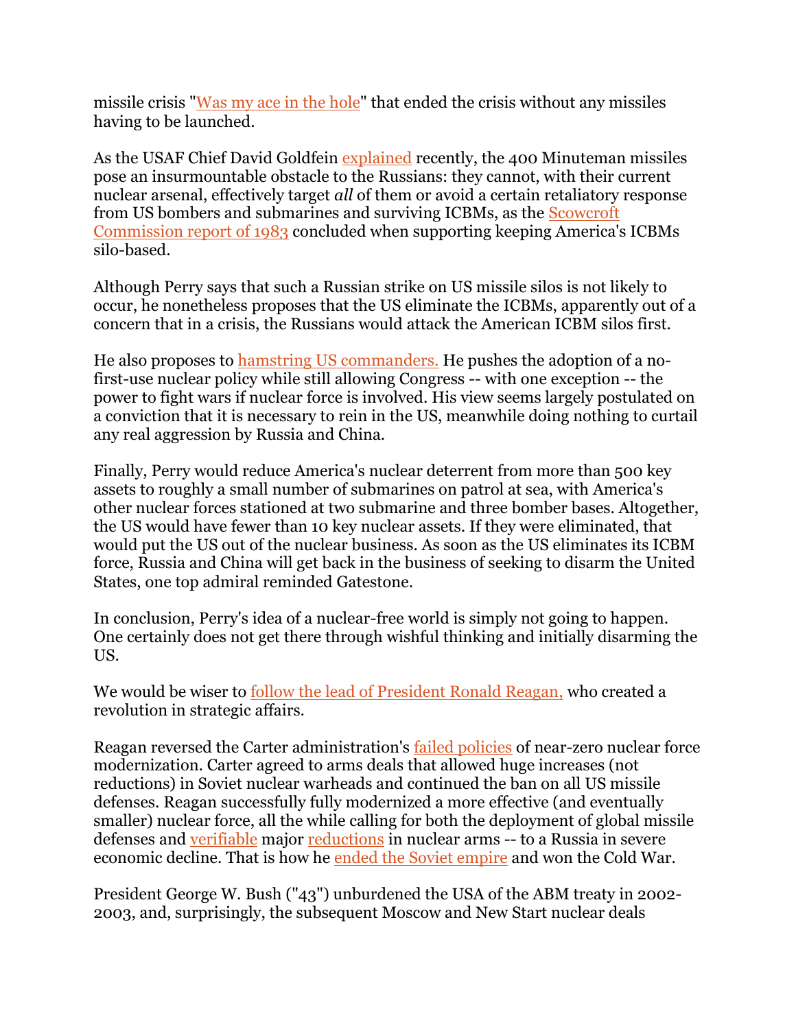missile crisis "Was my ace in the hole" that ended the crisis without any missiles having to be launched.

As the USAF Chief David Goldfein explained recently, the 400 Minuteman missiles pose an insurmountable obstacle to the Russians: they cannot, with their current nuclear arsenal, effectively target *all* of them or avoid a certain retaliatory response from US bombers and submarines and surviving ICBMs, as the Scowcroft Commission report of 1983 concluded when supporting keeping America's ICBMs silo-based.

Although Perry says that such a Russian strike on US missile silos is not likely to occur, he nonetheless proposes that the US eliminate the ICBMs, apparently out of a concern that in a crisis, the Russians would attack the American ICBM silos first.

He also proposes to hamstring US commanders. He pushes the adoption of a no-first-use nuclear policy while still allowing Congress -- with one exception -- the power to fight wars if nuclear force is involved. His view seems largely postulated on a conviction that it is necessary to rein in the US, meanwhile doing nothing to curtail any real aggression by Russia and China.

Finally, Perry would reduce America's nuclear deterrent from more than 500 key assets to roughly a small number of submarines on patrol at sea, with America's other nuclear forces stationed at two submarine and three bomber bases. Altogether, the US would have fewer than 10 key nuclear assets. If they were eliminated, that would put the US out of the nuclear business. As soon as the US eliminates its ICBM force, Russia and China will get back in the business of seeking to disarm the United States, one top admiral reminded Gatestone.

In conclusion, Perry's idea of a nuclear-free world is simply not going to happen. One certainly does not get there through wishful thinking and initially disarming the US.

We would be wiser to follow the lead of President Ronald Reagan, who created a revolution in strategic affairs.

Reagan reversed the Carter administration's failed policies of near-zero nuclear force modernization. Carter agreed to arms deals that allowed huge increases (not reductions) in Soviet nuclear warheads and continued the ban on all US missile defenses. Reagan successfully fully modernized a more effective (and eventually smaller) nuclear force, all the while calling for both the deployment of global missile defenses and verifiable major reductions in nuclear arms -- to a Russia in severe economic decline. That is how he ended the Soviet empire and won the Cold War.

President George W. Bush ("43") unburdened the USA of the ABM treaty in 2002-2003, and, surprisingly, the subsequent Moscow and New Start nuclear deals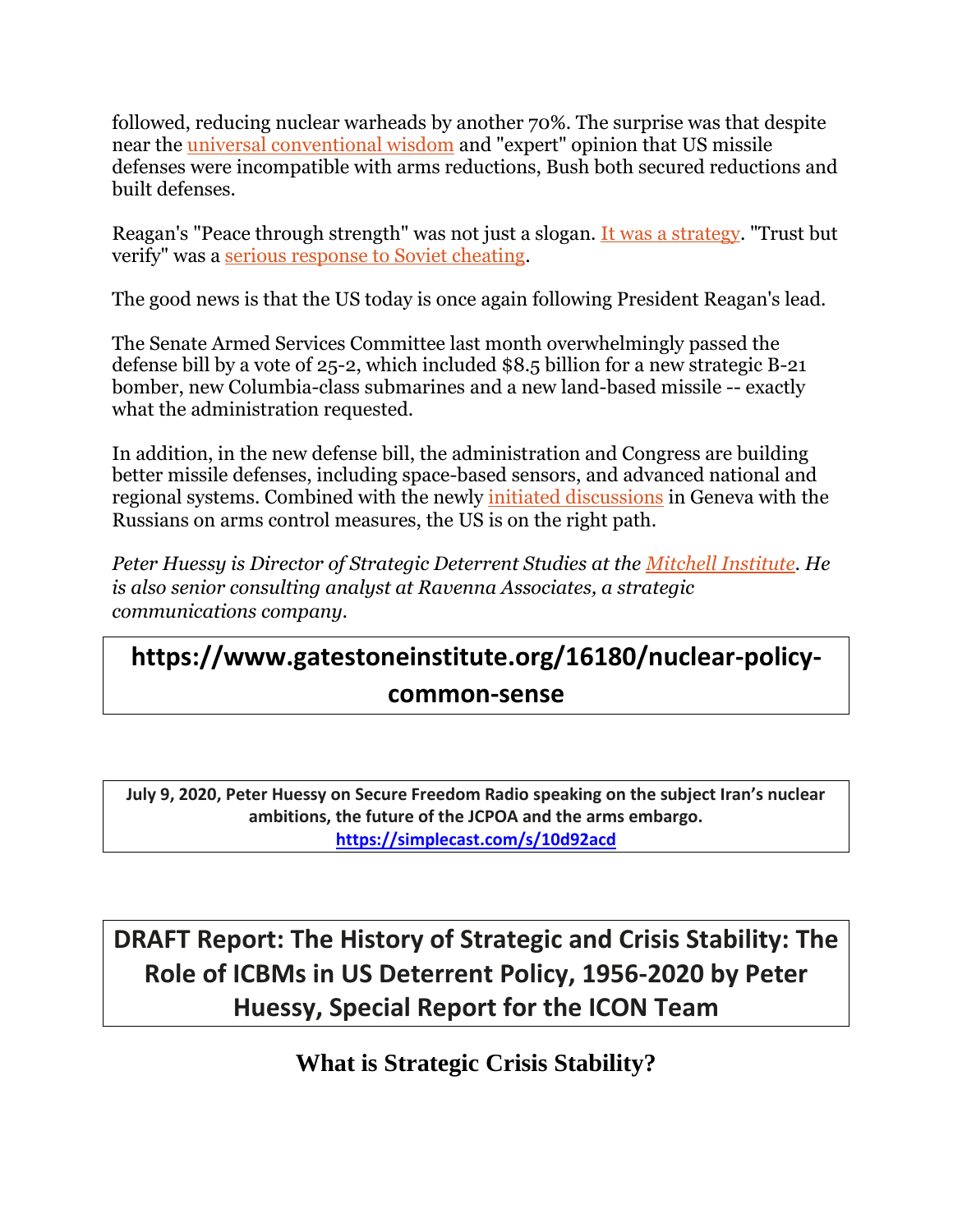followed, reducing nuclear warheads by another 70%. The surprise was that despite near the universal conventional wisdom and "expert" opinion that US missile defenses were incompatible with arms reductions, Bush both secured reductions and built defenses.

Reagan's "Peace through strength" was not just a slogan. It was a strategy. "Trust but verify" was a serious response to Soviet cheating.

The good news is that the US today is once again following President Reagan's lead.

The Senate Armed Services Committee last month overwhelmingly passed the defense bill by a vote of 25-2, which included $8.5 billion for a new strategic B-21 bomber, new Columbia-class submarines and a new land-based missile -- exactly what the administration requested.

In addition, in the new defense bill, the administration and Congress are building better missile defenses, including space-based sensors, and advanced national and regional systems. Combined with the newly initiated discussions in Geneva with the Russians on arms control measures, the US is on the right path.

*Peter Huessy is Director of Strategic Deterrent Studies at the Mitchell Institute. He is also senior consulting analyst at Ravenna Associates, a strategic communications company.*

**https://www.gatestoneinstitute.org/16180/nuclear-policy-common-sense**

**July 9, 2020, Peter Huessy on Secure Freedom Radio speaking on the subject Iran's nuclear ambitions, the future of the JCPOA and the arms embargo.**
**https://simplecast.com/s/10d92acd**

## DRAFT Report: The History of Strategic and Crisis Stability: The Role of ICBMs in US Deterrent Policy, 1956-2020 by Peter Huessy, Special Report for the ICON Team

### What is Strategic Crisis Stability?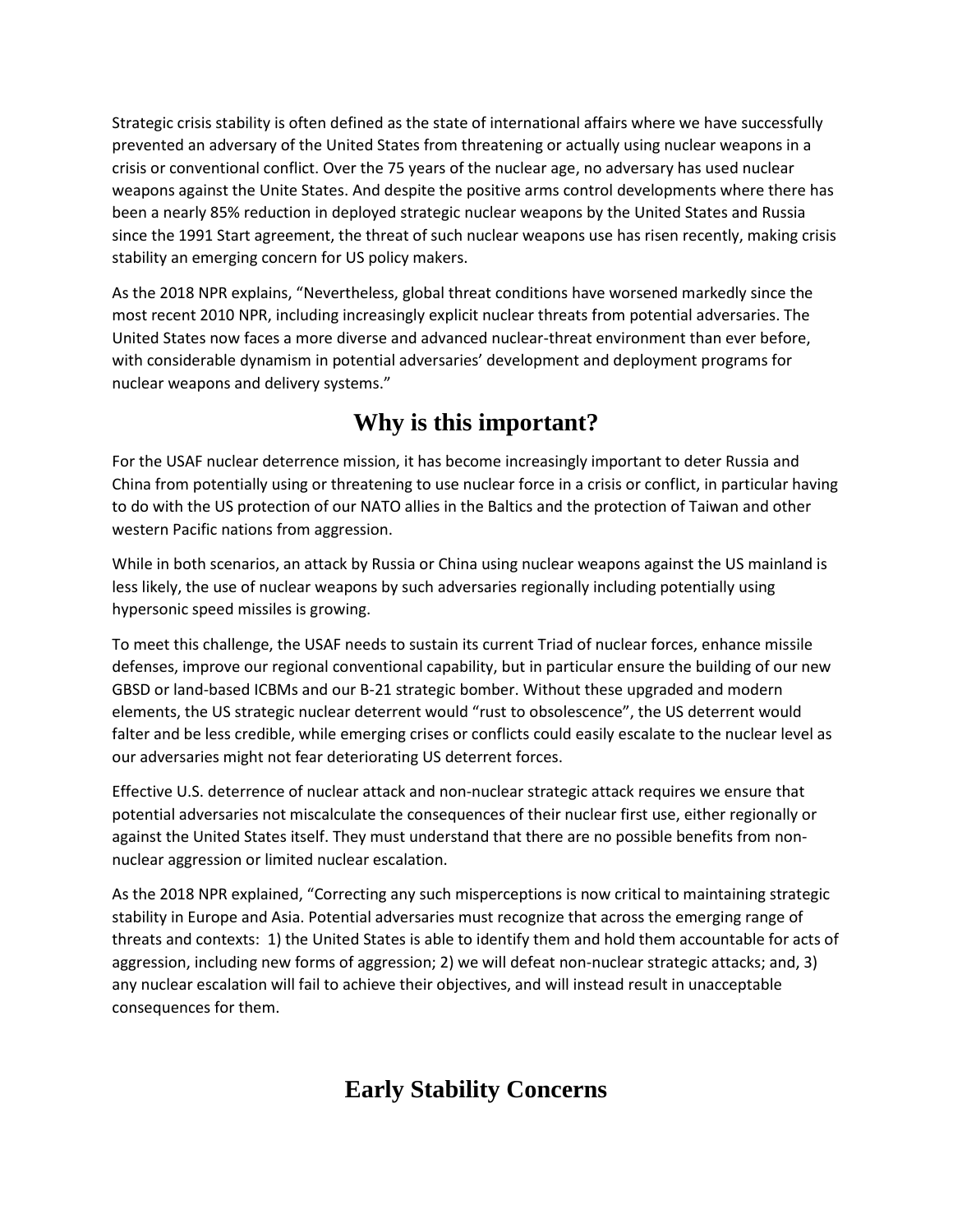Strategic crisis stability is often defined as the state of international affairs where we have successfully prevented an adversary of the United States from threatening or actually using nuclear weapons in a crisis or conventional conflict. Over the 75 years of the nuclear age, no adversary has used nuclear weapons against the Unite States. And despite the positive arms control developments where there has been a nearly 85% reduction in deployed strategic nuclear weapons by the United States and Russia since the 1991 Start agreement, the threat of such nuclear weapons use has risen recently, making crisis stability an emerging concern for US policy makers.

As the 2018 NPR explains, "Nevertheless, global threat conditions have worsened markedly since the most recent 2010 NPR, including increasingly explicit nuclear threats from potential adversaries. The United States now faces a more diverse and advanced nuclear-threat environment than ever before, with considerable dynamism in potential adversaries' development and deployment programs for nuclear weapons and delivery systems."

## Why is this important?

For the USAF nuclear deterrence mission, it has become increasingly important to deter Russia and China from potentially using or threatening to use nuclear force in a crisis or conflict, in particular having to do with the US protection of our NATO allies in the Baltics and the protection of Taiwan and other western Pacific nations from aggression.

While in both scenarios, an attack by Russia or China using nuclear weapons against the US mainland is less likely, the use of nuclear weapons by such adversaries regionally including potentially using hypersonic speed missiles is growing.

To meet this challenge, the USAF needs to sustain its current Triad of nuclear forces, enhance missile defenses, improve our regional conventional capability, but in particular ensure the building of our new GBSD or land-based ICBMs and our B-21 strategic bomber. Without these upgraded and modern elements, the US strategic nuclear deterrent would "rust to obsolescence", the US deterrent would falter and be less credible, while emerging crises or conflicts could easily escalate to the nuclear level as our adversaries might not fear deteriorating US deterrent forces.

Effective U.S. deterrence of nuclear attack and non-nuclear strategic attack requires we ensure that potential adversaries not miscalculate the consequences of their nuclear first use, either regionally or against the United States itself. They must understand that there are no possible benefits from non-nuclear aggression or limited nuclear escalation.

As the 2018 NPR explained, "Correcting any such misperceptions is now critical to maintaining strategic stability in Europe and Asia. Potential adversaries must recognize that across the emerging range of threats and contexts: 1) the United States is able to identify them and hold them accountable for acts of aggression, including new forms of aggression; 2) we will defeat non-nuclear strategic attacks; and, 3) any nuclear escalation will fail to achieve their objectives, and will instead result in unacceptable consequences for them.

## Early Stability Concerns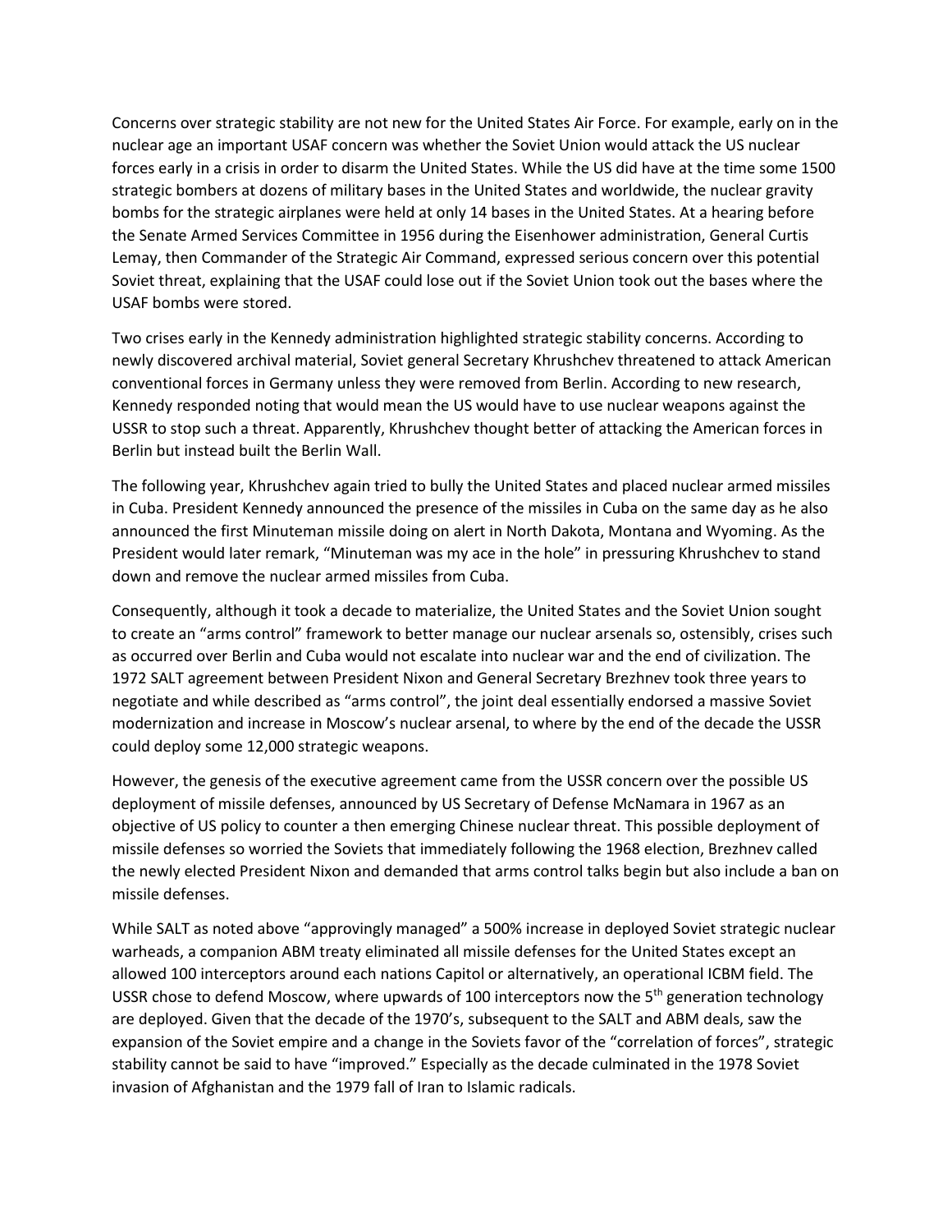Concerns over strategic stability are not new for the United States Air Force. For example, early on in the nuclear age an important USAF concern was whether the Soviet Union would attack the US nuclear forces early in a crisis in order to disarm the United States. While the US did have at the time some 1500 strategic bombers at dozens of military bases in the United States and worldwide, the nuclear gravity bombs for the strategic airplanes were held at only 14 bases in the United States. At a hearing before the Senate Armed Services Committee in 1956 during the Eisenhower administration, General Curtis Lemay, then Commander of the Strategic Air Command, expressed serious concern over this potential Soviet threat, explaining that the USAF could lose out if the Soviet Union took out the bases where the USAF bombs were stored.

Two crises early in the Kennedy administration highlighted strategic stability concerns. According to newly discovered archival material, Soviet general Secretary Khrushchev threatened to attack American conventional forces in Germany unless they were removed from Berlin. According to new research, Kennedy responded noting that would mean the US would have to use nuclear weapons against the USSR to stop such a threat. Apparently, Khrushchev thought better of attacking the American forces in Berlin but instead built the Berlin Wall.

The following year, Khrushchev again tried to bully the United States and placed nuclear armed missiles in Cuba. President Kennedy announced the presence of the missiles in Cuba on the same day as he also announced the first Minuteman missile doing on alert in North Dakota, Montana and Wyoming. As the President would later remark, "Minuteman was my ace in the hole" in pressuring Khrushchev to stand down and remove the nuclear armed missiles from Cuba.

Consequently, although it took a decade to materialize, the United States and the Soviet Union sought to create an "arms control" framework to better manage our nuclear arsenals so, ostensibly, crises such as occurred over Berlin and Cuba would not escalate into nuclear war and the end of civilization. The 1972 SALT agreement between President Nixon and General Secretary Brezhnev took three years to negotiate and while described as "arms control", the joint deal essentially endorsed a massive Soviet modernization and increase in Moscow's nuclear arsenal, to where by the end of the decade the USSR could deploy some 12,000 strategic weapons.

However, the genesis of the executive agreement came from the USSR concern over the possible US deployment of missile defenses, announced by US Secretary of Defense McNamara in 1967 as an objective of US policy to counter a then emerging Chinese nuclear threat. This possible deployment of missile defenses so worried the Soviets that immediately following the 1968 election, Brezhnev called the newly elected President Nixon and demanded that arms control talks begin but also include a ban on missile defenses.

While SALT as noted above "approvingly managed" a 500% increase in deployed Soviet strategic nuclear warheads, a companion ABM treaty eliminated all missile defenses for the United States except an allowed 100 interceptors around each nations Capitol or alternatively, an operational ICBM field. The USSR chose to defend Moscow, where upwards of 100 interceptors now the 5th generation technology are deployed. Given that the decade of the 1970's, subsequent to the SALT and ABM deals, saw the expansion of the Soviet empire and a change in the Soviets favor of the "correlation of forces", strategic stability cannot be said to have "improved." Especially as the decade culminated in the 1978 Soviet invasion of Afghanistan and the 1979 fall of Iran to Islamic radicals.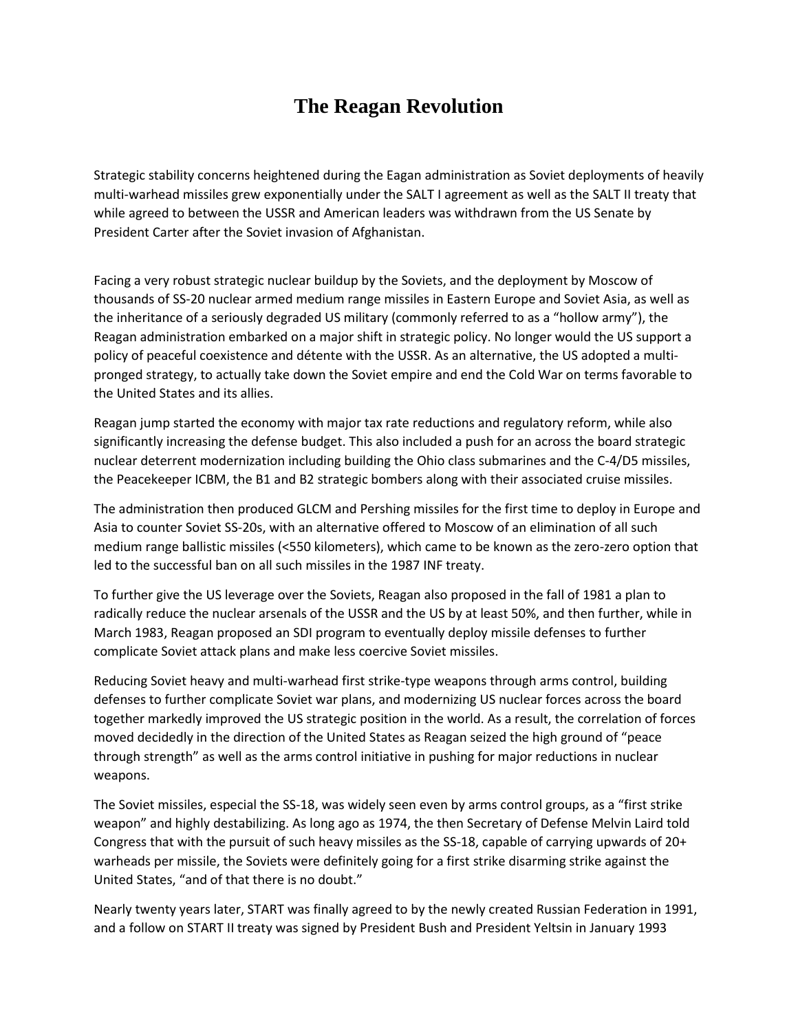# The Reagan Revolution

Strategic stability concerns heightened during the Eagan administration as Soviet deployments of heavily multi-warhead missiles grew exponentially under the SALT I agreement as well as the SALT II treaty that while agreed to between the USSR and American leaders was withdrawn from the US Senate by President Carter after the Soviet invasion of Afghanistan.

Facing a very robust strategic nuclear buildup by the Soviets, and the deployment by Moscow of thousands of SS-20 nuclear armed medium range missiles in Eastern Europe and Soviet Asia, as well as the inheritance of a seriously degraded US military (commonly referred to as a "hollow army"), the Reagan administration embarked on a major shift in strategic policy. No longer would the US support a policy of peaceful coexistence and détente with the USSR. As an alternative, the US adopted a multi-pronged strategy, to actually take down the Soviet empire and end the Cold War on terms favorable to the United States and its allies.

Reagan jump started the economy with major tax rate reductions and regulatory reform, while also significantly increasing the defense budget. This also included a push for an across the board strategic nuclear deterrent modernization including building the Ohio class submarines and the C-4/D5 missiles, the Peacekeeper ICBM, the B1 and B2 strategic bombers along with their associated cruise missiles.

The administration then produced GLCM and Pershing missiles for the first time to deploy in Europe and Asia to counter Soviet SS-20s, with an alternative offered to Moscow of an elimination of all such medium range ballistic missiles (<550 kilometers), which came to be known as the zero-zero option that led to the successful ban on all such missiles in the 1987 INF treaty.

To further give the US leverage over the Soviets, Reagan also proposed in the fall of 1981 a plan to radically reduce the nuclear arsenals of the USSR and the US by at least 50%, and then further, while in March 1983, Reagan proposed an SDI program to eventually deploy missile defenses to further complicate Soviet attack plans and make less coercive Soviet missiles.

Reducing Soviet heavy and multi-warhead first strike-type weapons through arms control, building defenses to further complicate Soviet war plans, and modernizing US nuclear forces across the board together markedly improved the US strategic position in the world. As a result, the correlation of forces moved decidedly in the direction of the United States as Reagan seized the high ground of "peace through strength" as well as the arms control initiative in pushing for major reductions in nuclear weapons.

The Soviet missiles, especial the SS-18, was widely seen even by arms control groups, as a "first strike weapon" and highly destabilizing. As long ago as 1974, the then Secretary of Defense Melvin Laird told Congress that with the pursuit of such heavy missiles as the SS-18, capable of carrying upwards of 20+ warheads per missile, the Soviets were definitely going for a first strike disarming strike against the United States, "and of that there is no doubt."

Nearly twenty years later, START was finally agreed to by the newly created Russian Federation in 1991, and a follow on START II treaty was signed by President Bush and President Yeltsin in January 1993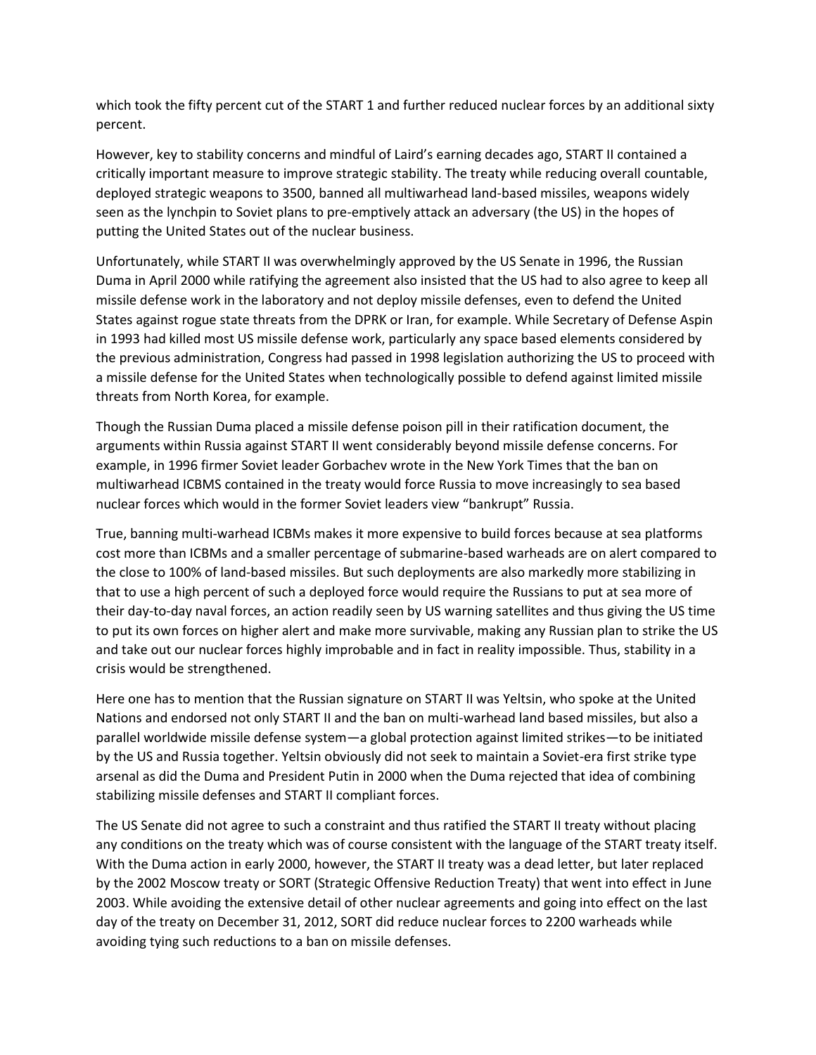which took the fifty percent cut of the START 1 and further reduced nuclear forces by an additional sixty percent.

However, key to stability concerns and mindful of Laird's earning decades ago, START II contained a critically important measure to improve strategic stability. The treaty while reducing overall countable, deployed strategic weapons to 3500, banned all multiwarhead land-based missiles, weapons widely seen as the lynchpin to Soviet plans to pre-emptively attack an adversary (the US) in the hopes of putting the United States out of the nuclear business.

Unfortunately, while START II was overwhelmingly approved by the US Senate in 1996, the Russian Duma in April 2000 while ratifying the agreement also insisted that the US had to also agree to keep all missile defense work in the laboratory and not deploy missile defenses, even to defend the United States against rogue state threats from the DPRK or Iran, for example. While Secretary of Defense Aspin in 1993 had killed most US missile defense work, particularly any space based elements considered by the previous administration, Congress had passed in 1998 legislation authorizing the US to proceed with a missile defense for the United States when technologically possible to defend against limited missile threats from North Korea, for example.

Though the Russian Duma placed a missile defense poison pill in their ratification document, the arguments within Russia against START II went considerably beyond missile defense concerns. For example, in 1996 firmer Soviet leader Gorbachev wrote in the New York Times that the ban on multiwarhead ICBMS contained in the treaty would force Russia to move increasingly to sea based nuclear forces which would in the former Soviet leaders view "bankrupt" Russia.

True, banning multi-warhead ICBMs makes it more expensive to build forces because at sea platforms cost more than ICBMs and a smaller percentage of submarine-based warheads are on alert compared to the close to 100% of land-based missiles. But such deployments are also markedly more stabilizing in that to use a high percent of such a deployed force would require the Russians to put at sea more of their day-to-day naval forces, an action readily seen by US warning satellites and thus giving the US time to put its own forces on higher alert and make more survivable, making any Russian plan to strike the US and take out our nuclear forces highly improbable and in fact in reality impossible. Thus, stability in a crisis would be strengthened.

Here one has to mention that the Russian signature on START II was Yeltsin, who spoke at the United Nations and endorsed not only START II and the ban on multi-warhead land based missiles, but also a parallel worldwide missile defense system—a global protection against limited strikes—to be initiated by the US and Russia together. Yeltsin obviously did not seek to maintain a Soviet-era first strike type arsenal as did the Duma and President Putin in 2000 when the Duma rejected that idea of combining stabilizing missile defenses and START II compliant forces.

The US Senate did not agree to such a constraint and thus ratified the START II treaty without placing any conditions on the treaty which was of course consistent with the language of the START treaty itself. With the Duma action in early 2000, however, the START II treaty was a dead letter, but later replaced by the 2002 Moscow treaty or SORT (Strategic Offensive Reduction Treaty) that went into effect in June 2003. While avoiding the extensive detail of other nuclear agreements and going into effect on the last day of the treaty on December 31, 2012, SORT did reduce nuclear forces to 2200 warheads while avoiding tying such reductions to a ban on missile defenses.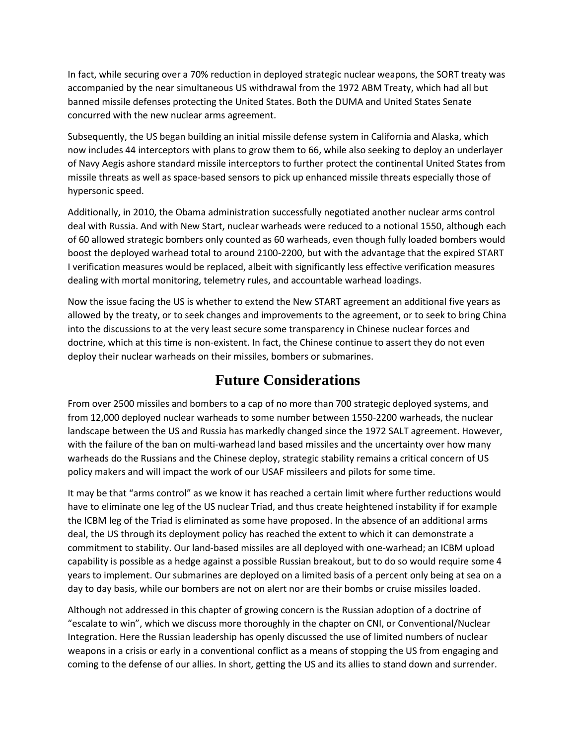In fact, while securing over a 70% reduction in deployed strategic nuclear weapons, the SORT treaty was accompanied by the near simultaneous US withdrawal from the 1972 ABM Treaty, which had all but banned missile defenses protecting the United States. Both the DUMA and United States Senate concurred with the new nuclear arms agreement.

Subsequently, the US began building an initial missile defense system in California and Alaska, which now includes 44 interceptors with plans to grow them to 66, while also seeking to deploy an underlayer of Navy Aegis ashore standard missile interceptors to further protect the continental United States from missile threats as well as space-based sensors to pick up enhanced missile threats especially those of hypersonic speed.

Additionally, in 2010, the Obama administration successfully negotiated another nuclear arms control deal with Russia. And with New Start, nuclear warheads were reduced to a notional 1550, although each of 60 allowed strategic bombers only counted as 60 warheads, even though fully loaded bombers would boost the deployed warhead total to around 2100-2200, but with the advantage that the expired START I verification measures would be replaced, albeit with significantly less effective verification measures dealing with mortal monitoring, telemetry rules, and accountable warhead loadings.

Now the issue facing the US is whether to extend the New START agreement an additional five years as allowed by the treaty, or to seek changes and improvements to the agreement, or to seek to bring China into the discussions to at the very least secure some transparency in Chinese nuclear forces and doctrine, which at this time is non-existent. In fact, the Chinese continue to assert they do not even deploy their nuclear warheads on their missiles, bombers or submarines.

## Future Considerations

From over 2500 missiles and bombers to a cap of no more than 700 strategic deployed systems, and from 12,000 deployed nuclear warheads to some number between 1550-2200 warheads, the nuclear landscape between the US and Russia has markedly changed since the 1972 SALT agreement. However, with the failure of the ban on multi-warhead land based missiles and the uncertainty over how many warheads do the Russians and the Chinese deploy, strategic stability remains a critical concern of US policy makers and will impact the work of our USAF missileers and pilots for some time.

It may be that "arms control" as we know it has reached a certain limit where further reductions would have to eliminate one leg of the US nuclear Triad, and thus create heightened instability if for example the ICBM leg of the Triad is eliminated as some have proposed. In the absence of an additional arms deal, the US through its deployment policy has reached the extent to which it can demonstrate a commitment to stability. Our land-based missiles are all deployed with one-warhead; an ICBM upload capability is possible as a hedge against a possible Russian breakout, but to do so would require some 4 years to implement. Our submarines are deployed on a limited basis of a percent only being at sea on a day to day basis, while our bombers are not on alert nor are their bombs or cruise missiles loaded.

Although not addressed in this chapter of growing concern is the Russian adoption of a doctrine of "escalate to win", which we discuss more thoroughly in the chapter on CNI, or Conventional/Nuclear Integration. Here the Russian leadership has openly discussed the use of limited numbers of nuclear weapons in a crisis or early in a conventional conflict as a means of stopping the US from engaging and coming to the defense of our allies. In short, getting the US and its allies to stand down and surrender.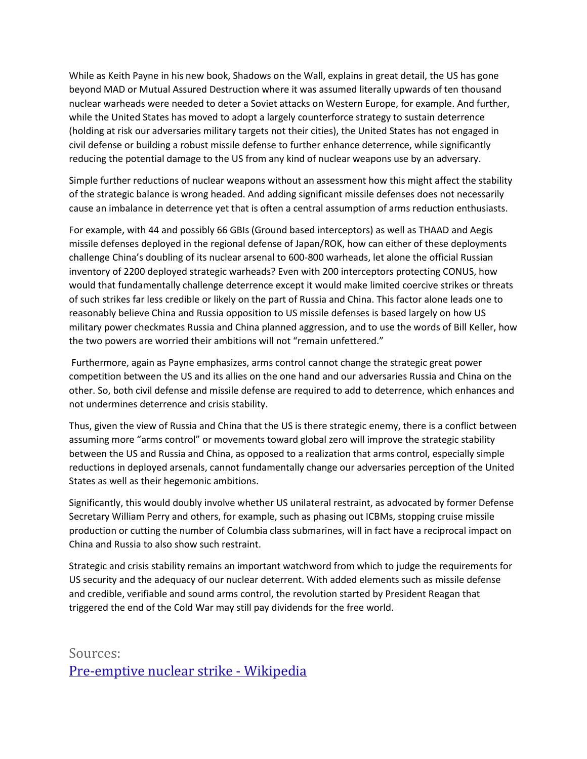While as Keith Payne in his new book, Shadows on the Wall, explains in great detail, the US has gone beyond MAD or Mutual Assured Destruction where it was assumed literally upwards of ten thousand nuclear warheads were needed to deter a Soviet attacks on Western Europe, for example. And further, while the United States has moved to adopt a largely counterforce strategy to sustain deterrence (holding at risk our adversaries military targets not their cities), the United States has not engaged in civil defense or building a robust missile defense to further enhance deterrence, while significantly reducing the potential damage to the US from any kind of nuclear weapons use by an adversary.

Simple further reductions of nuclear weapons without an assessment how this might affect the stability of the strategic balance is wrong headed. And adding significant missile defenses does not necessarily cause an imbalance in deterrence yet that is often a central assumption of arms reduction enthusiasts.

For example, with 44 and possibly 66 GBIs (Ground based interceptors) as well as THAAD and Aegis missile defenses deployed in the regional defense of Japan/ROK, how can either of these deployments challenge China's doubling of its nuclear arsenal to 600-800 warheads, let alone the official Russian inventory of 2200 deployed strategic warheads? Even with 200 interceptors protecting CONUS, how would that fundamentally challenge deterrence except it would make limited coercive strikes or threats of such strikes far less credible or likely on the part of Russia and China. This factor alone leads one to reasonably believe China and Russia opposition to US missile defenses is based largely on how US military power checkmates Russia and China planned aggression, and to use the words of Bill Keller, how the two powers are worried their ambitions will not "remain unfettered."

Furthermore, again as Payne emphasizes, arms control cannot change the strategic great power competition between the US and its allies on the one hand and our adversaries Russia and China on the other. So, both civil defense and missile defense are required to add to deterrence, which enhances and not undermines deterrence and crisis stability.

Thus, given the view of Russia and China that the US is there strategic enemy, there is a conflict between assuming more "arms control" or movements toward global zero will improve the strategic stability between the US and Russia and China, as opposed to a realization that arms control, especially simple reductions in deployed arsenals, cannot fundamentally change our adversaries perception of the United States as well as their hegemonic ambitions.

Significantly, this would doubly involve whether US unilateral restraint, as advocated by former Defense Secretary William Perry and others, for example, such as phasing out ICBMs, stopping cruise missile production or cutting the number of Columbia class submarines, will in fact have a reciprocal impact on China and Russia to also show such restraint.

Strategic and crisis stability remains an important watchword from which to judge the requirements for US security and the adequacy of our nuclear deterrent. With added elements such as missile defense and credible, verifiable and sound arms control, the revolution started by President Reagan that triggered the end of the Cold War may still pay dividends for the free world.

## Sources:

[Pre-emptive nuclear strike - Wikipedia]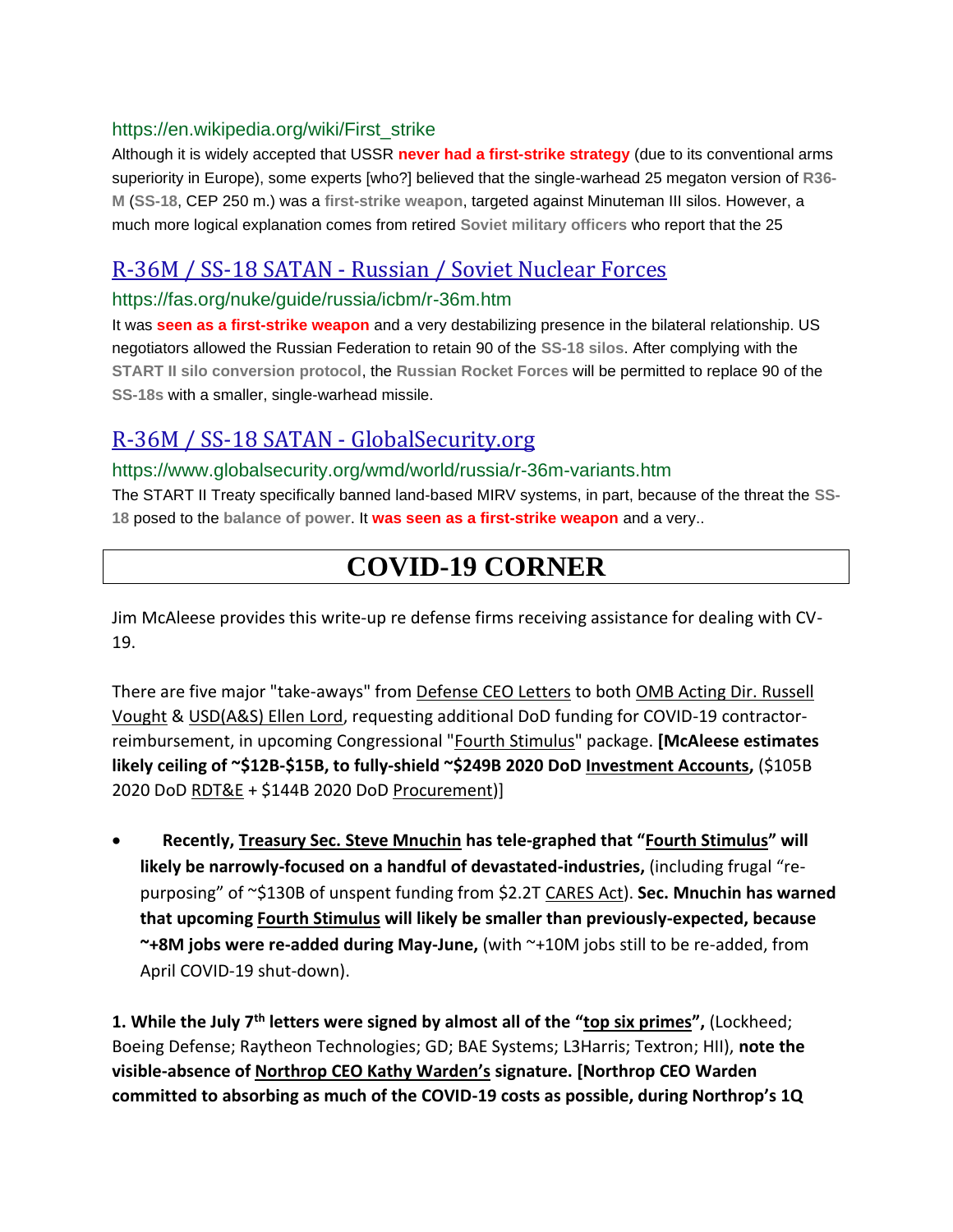https://en.wikipedia.org/wiki/First_strike

Although it is widely accepted that USSR **never had a first-strike strategy** (due to its conventional arms superiority in Europe), some experts [who?] believed that the single-warhead 25 megaton version of **R36-M** (**SS-18**, CEP 250 m.) was a **first-strike weapon**, targeted against Minuteman III silos. However, a much more logical explanation comes from retired **Soviet military officers** who report that the 25

## R-36M / SS-18 SATAN - Russian / Soviet Nuclear Forces

https://fas.org/nuke/guide/russia/icbm/r-36m.htm

It was **seen as a first-strike weapon** and a very destabilizing presence in the bilateral relationship. US negotiators allowed the Russian Federation to retain 90 of the **SS-18 silos**. After complying with the **START II silo conversion protocol**, the **Russian Rocket Forces** will be permitted to replace 90 of the **SS-18s** with a smaller, single-warhead missile.

## R-36M / SS-18 SATAN - GlobalSecurity.org

https://www.globalsecurity.org/wmd/world/russia/r-36m-variants.htm

The START II Treaty specifically banned land-based MIRV systems, in part, because of the threat the **SS-18** posed to the **balance of power**. It **was seen as a first-strike weapon** and a very..

# COVID-19 CORNER

Jim McAleese provides this write-up re defense firms receiving assistance for dealing with CV-19.

There are five major "take-aways" from Defense CEO Letters to both OMB Acting Dir. Russell Vought & USD(A&S) Ellen Lord, requesting additional DoD funding for COVID-19 contractor-reimbursement, in upcoming Congressional "Fourth Stimulus" package. **[McAleese estimates likely ceiling of ~$12B-$15B, to fully-shield ~$249B 2020 DoD Investment Accounts,** ($105B 2020 DoD RDT&E + $144B 2020 DoD Procurement)]

- **Recently, Treasury Sec. Steve Mnuchin has tele-graphed that "Fourth Stimulus" will likely be narrowly-focused on a handful of devastated-industries,** (including frugal "re-purposing" of ~$130B of unspent funding from $2.2T CARES Act). **Sec. Mnuchin has warned that upcoming Fourth Stimulus will likely be smaller than previously-expected, because ~+8M jobs were re-added during May-June,** (with ~+10M jobs still to be re-added, from April COVID-19 shut-down).

**1. While the July 7th letters were signed by almost all of the "top six primes",** (Lockheed; Boeing Defense; Raytheon Technologies; GD; BAE Systems; L3Harris; Textron; HII), **note the visible-absence of Northrop CEO Kathy Warden's signature. [Northrop CEO Warden committed to absorbing as much of the COVID-19 costs as possible, during Northrop's 1Q**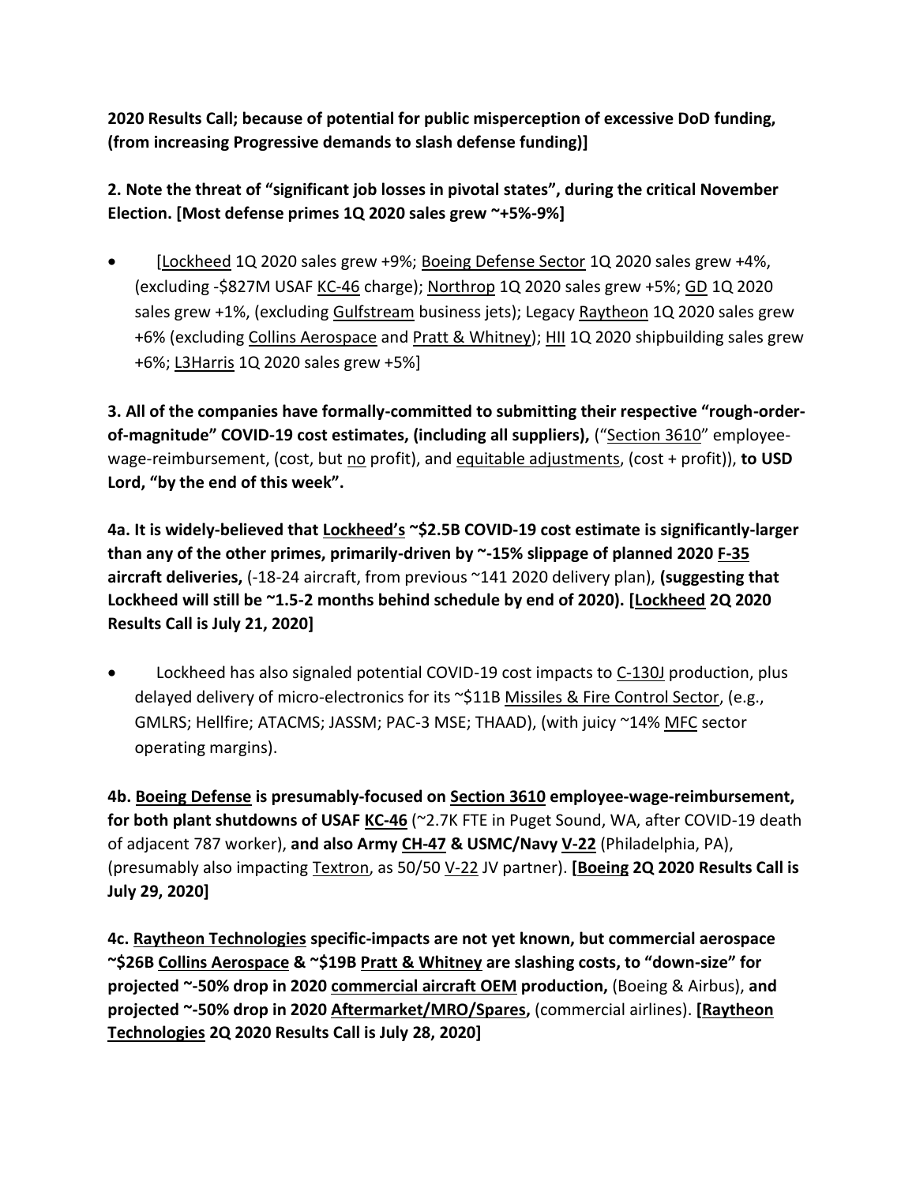**2020 Results Call; because of potential for public misperception of excessive DoD funding, (from increasing Progressive demands to slash defense funding)]**

**2. Note the threat of "significant job losses in pivotal states", during the critical November Election. [Most defense primes 1Q 2020 sales grew ~+5%-9%]**

- [Lockheed 1Q 2020 sales grew +9%; Boeing Defense Sector 1Q 2020 sales grew +4%, (excluding -$827M USAF KC-46 charge); Northrop 1Q 2020 sales grew +5%; GD 1Q 2020 sales grew +1%, (excluding Gulfstream business jets); Legacy Raytheon 1Q 2020 sales grew +6% (excluding Collins Aerospace and Pratt & Whitney); HII 1Q 2020 shipbuilding sales grew +6%; L3Harris 1Q 2020 sales grew +5%]

**3. All of the companies have formally-committed to submitting their respective "rough-order-of-magnitude" COVID-19 cost estimates, (including all suppliers),** ("Section 3610" employee-wage-reimbursement, (cost, but no profit), and equitable adjustments, (cost + profit)), **to USD Lord, "by the end of this week".**

**4a. It is widely-believed that Lockheed's ~$2.5B COVID-19 cost estimate is significantly-larger than any of the other primes, primarily-driven by ~-15% slippage of planned 2020 F-35 aircraft deliveries,** (-18-24 aircraft, from previous ~141 2020 delivery plan), **(suggesting that Lockheed will still be ~1.5-2 months behind schedule by end of 2020). [Lockheed 2Q 2020 Results Call is July 21, 2020]**

- Lockheed has also signaled potential COVID-19 cost impacts to C-130J production, plus delayed delivery of micro-electronics for its ~$11B Missiles & Fire Control Sector, (e.g., GMLRS; Hellfire; ATACMS; JASSM; PAC-3 MSE; THAAD), (with juicy ~14% MFC sector operating margins).

**4b. Boeing Defense is presumably-focused on Section 3610 employee-wage-reimbursement, for both plant shutdowns of USAF KC-46** (~2.7K FTE in Puget Sound, WA, after COVID-19 death of adjacent 787 worker), **and also Army CH-47 & USMC/Navy V-22** (Philadelphia, PA), (presumably also impacting Textron, as 50/50 V-22 JV partner). **[Boeing 2Q 2020 Results Call is July 29, 2020]**

**4c. Raytheon Technologies specific-impacts are not yet known, but commercial aerospace ~$26B Collins Aerospace & ~$19B Pratt & Whitney are slashing costs, to "down-size" for projected ~-50% drop in 2020 commercial aircraft OEM production,** (Boeing & Airbus), **and projected ~-50% drop in 2020 Aftermarket/MRO/Spares,** (commercial airlines). **[Raytheon Technologies 2Q 2020 Results Call is July 28, 2020]**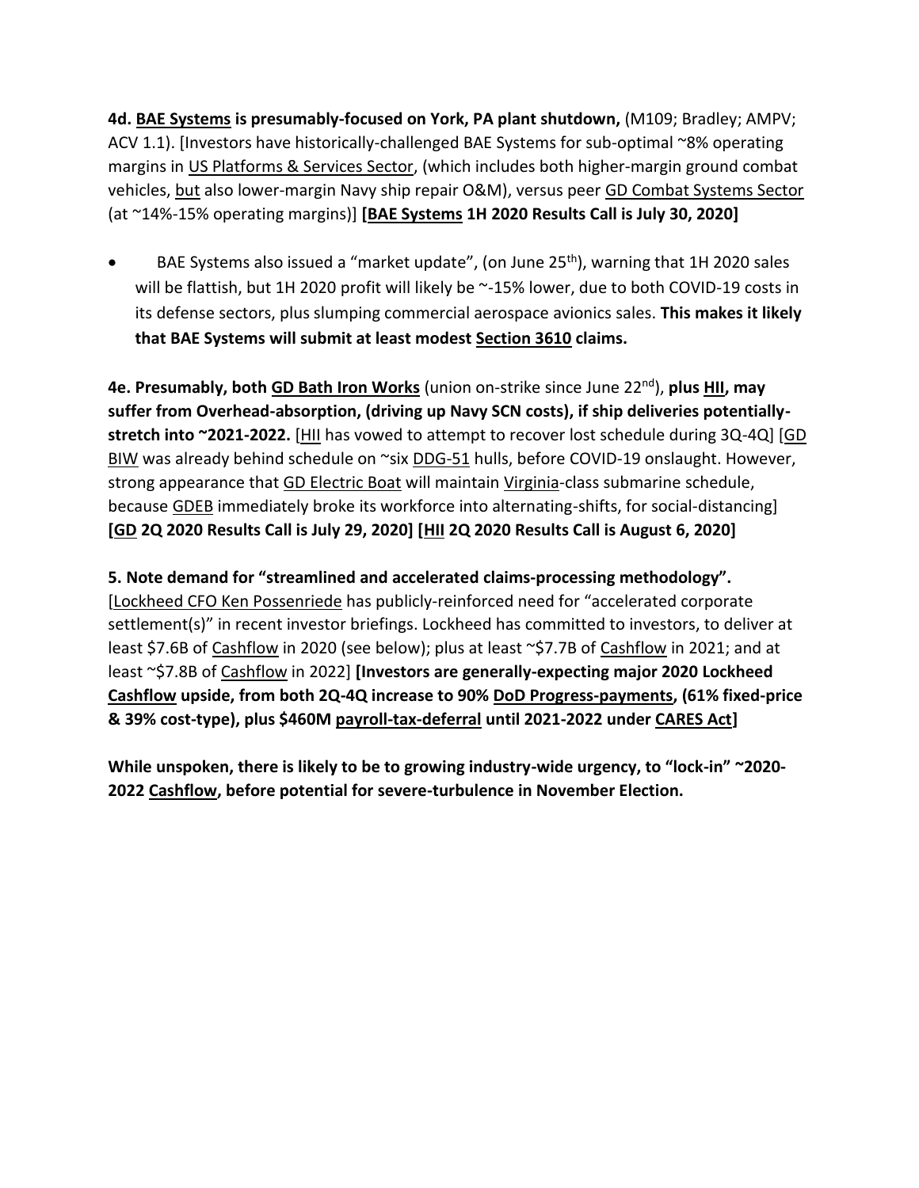**4d. BAE Systems is presumably-focused on York, PA plant shutdown,** (M109; Bradley; AMPV; ACV 1.1). [Investors have historically-challenged BAE Systems for sub-optimal ~8% operating margins in US Platforms & Services Sector, (which includes both higher-margin ground combat vehicles, but also lower-margin Navy ship repair O&M), versus peer GD Combat Systems Sector (at ~14%-15% operating margins)] **[BAE Systems 1H 2020 Results Call is July 30, 2020]**

- BAE Systems also issued a "market update", (on June 25th), warning that 1H 2020 sales will be flattish, but 1H 2020 profit will likely be ~-15% lower, due to both COVID-19 costs in its defense sectors, plus slumping commercial aerospace avionics sales. **This makes it likely that BAE Systems will submit at least modest Section 3610 claims.**

**4e. Presumably, both GD Bath Iron Works** (union on-strike since June 22nd), **plus HII, may suffer from Overhead-absorption, (driving up Navy SCN costs), if ship deliveries potentially-stretch into ~2021-2022.** [HII has vowed to attempt to recover lost schedule during 3Q-4Q] [GD BIW was already behind schedule on ~six DDG-51 hulls, before COVID-19 onslaught. However, strong appearance that GD Electric Boat will maintain Virginia-class submarine schedule, because GDEB immediately broke its workforce into alternating-shifts, for social-distancing] **[GD 2Q 2020 Results Call is July 29, 2020] [HII 2Q 2020 Results Call is August 6, 2020]**

**5. Note demand for "streamlined and accelerated claims-processing methodology".** [Lockheed CFO Ken Possenriede has publicly-reinforced need for "accelerated corporate settlement(s)" in recent investor briefings. Lockheed has committed to investors, to deliver at least $7.6B of Cashflow in 2020 (see below); plus at least ~$7.7B of Cashflow in 2021; and at least ~$7.8B of Cashflow in 2022] **[Investors are generally-expecting major 2020 Lockheed Cashflow upside, from both 2Q-4Q increase to 90% DoD Progress-payments, (61% fixed-price & 39% cost-type), plus $460M payroll-tax-deferral until 2021-2022 under CARES Act]**

**While unspoken, there is likely to be to growing industry-wide urgency, to "lock-in" ~2020-2022 Cashflow, before potential for severe-turbulence in November Election.**